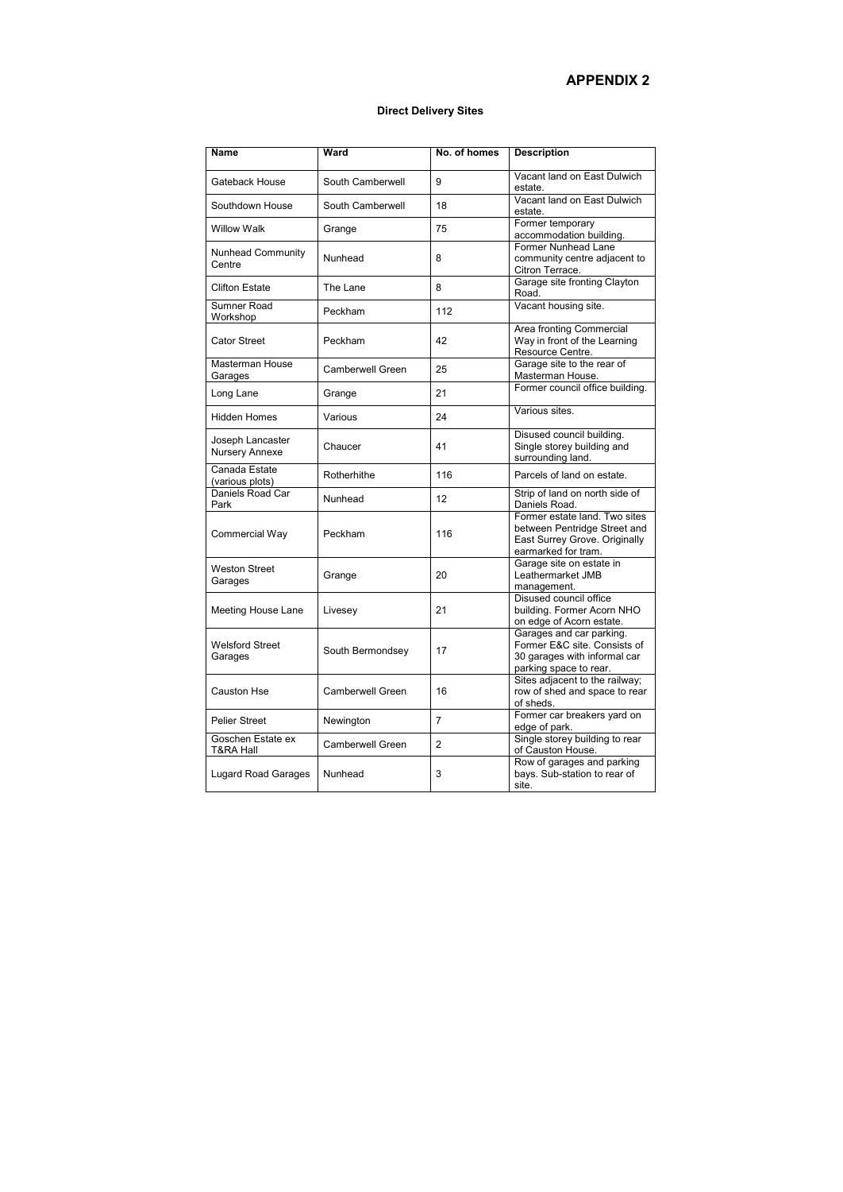# APPENDIX 2

**Direct Delivery Sites**

| Name | Ward | No. of homes | Description |
|---|---|---|---|
| Gateback House | South Camberwell | 9 | Vacant land on East Dulwich estate. |
| Southdown House | South Camberwell | 18 | Vacant land on East Dulwich estate. |
| Willow Walk | Grange | 75 | Former temporary accommodation building. |
| Nunhead Community Centre | Nunhead | 8 | Former Nunhead Lane community centre adjacent to Citron Terrace. |
| Clifton Estate | The Lane | 8 | Garage site fronting Clayton Road. |
| Sumner Road Workshop | Peckham | 112 | Vacant housing site. |
| Cator Street | Peckham | 42 | Area fronting Commercial Way in front of the Learning Resource Centre. |
| Masterman House Garages | Camberwell Green | 25 | Garage site to the rear of Masterman House. |
| Long Lane | Grange | 21 | Former council office building. |
| Hidden Homes | Various | 24 | Various sites. |
| Joseph Lancaster Nursery Annexe | Chaucer | 41 | Disused council building. Single storey building and surrounding land. |
| Canada Estate (various plots) | Rotherhithe | 116 | Parcels of land on estate. |
| Daniels Road Car Park | Nunhead | 12 | Strip of land on north side of Daniels Road. |
| Commercial Way | Peckham | 116 | Former estate land. Two sites between Pentridge Street and East Surrey Grove. Originally earmarked for tram. |
| Weston Street Garages | Grange | 20 | Garage site on estate in Leathermarket JMB management. |
| Meeting House Lane | Livesey | 21 | Disused council office building. Former Acorn NHO on edge of Acorn estate. |
| Welsford Street Garages | South Bermondsey | 17 | Garages and car parking. Former E&C site. Consists of 30 garages with informal car parking space to rear. |
| Causton Hse | Camberwell Green | 16 | Sites adjacent to the railway; row of shed and space to rear of sheds. |
| Pelier Street | Newington | 7 | Former car breakers yard on edge of park. |
| Goschen Estate ex T&RA Hall | Camberwell Green | 2 | Single storey building to rear of Causton House. |
| Lugard Road Garages | Nunhead | 3 | Row of garages and parking bays. Sub-station to rear of site. |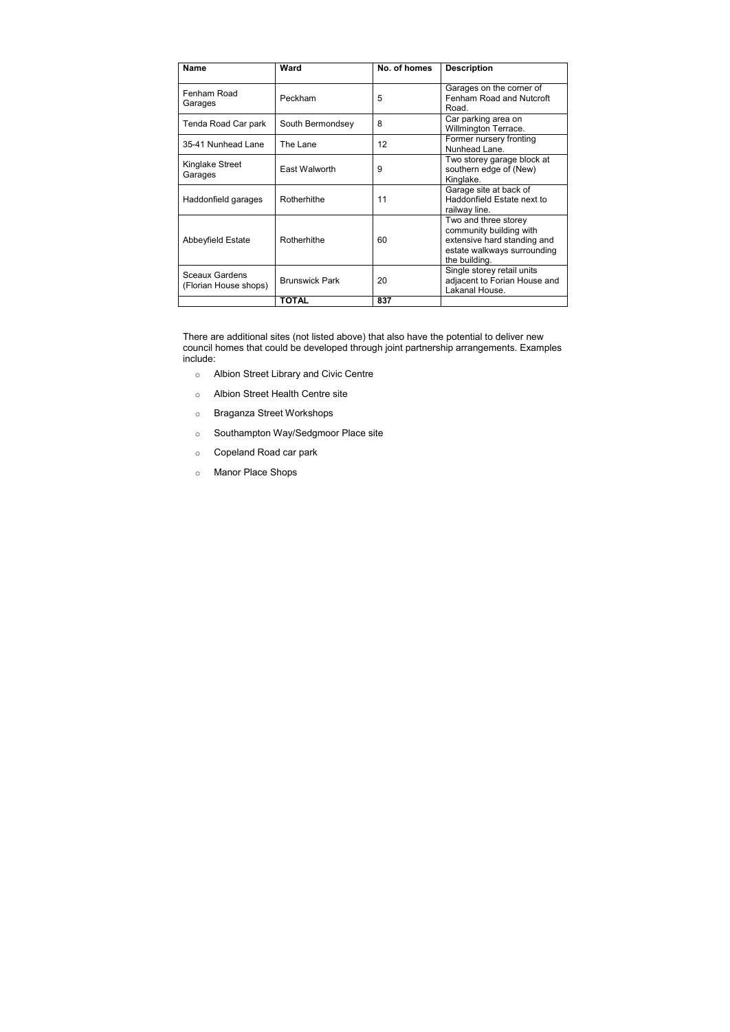| Name | Ward | No. of homes | Description |
|---|---|---|---|
| Fenham Road Garages | Peckham | 5 | Garages on the corner of Fenham Road and Nutcroft Road. |
| Tenda Road Car park | South Bermondsey | 8 | Car parking area on Willmington Terrace. |
| 35-41 Nunhead Lane | The Lane | 12 | Former nursery fronting Nunhead Lane. |
| Kinglake Street Garages | East Walworth | 9 | Two storey garage block at southern edge of (New) Kinglake. |
| Haddonfield garages | Rotherhithe | 11 | Garage site at back of Haddonfield Estate next to railway line. |
| Abbeyfield Estate | Rotherhithe | 60 | Two and three storey community building with extensive hard standing and estate walkways surrounding the building. |
| Sceaux Gardens (Florian House shops) | Brunswick Park | 20 | Single storey retail units adjacent to Forian House and Lakanal House. |
| | **TOTAL** | **837** | |

There are additional sites (not listed above) that also have the potential to deliver new council homes that could be developed through joint partnership arrangements. Examples include:

- Albion Street Library and Civic Centre
- Albion Street Health Centre site
- Braganza Street Workshops
- Southampton Way/Sedgmoor Place site
- Copeland Road car park
- Manor Place Shops